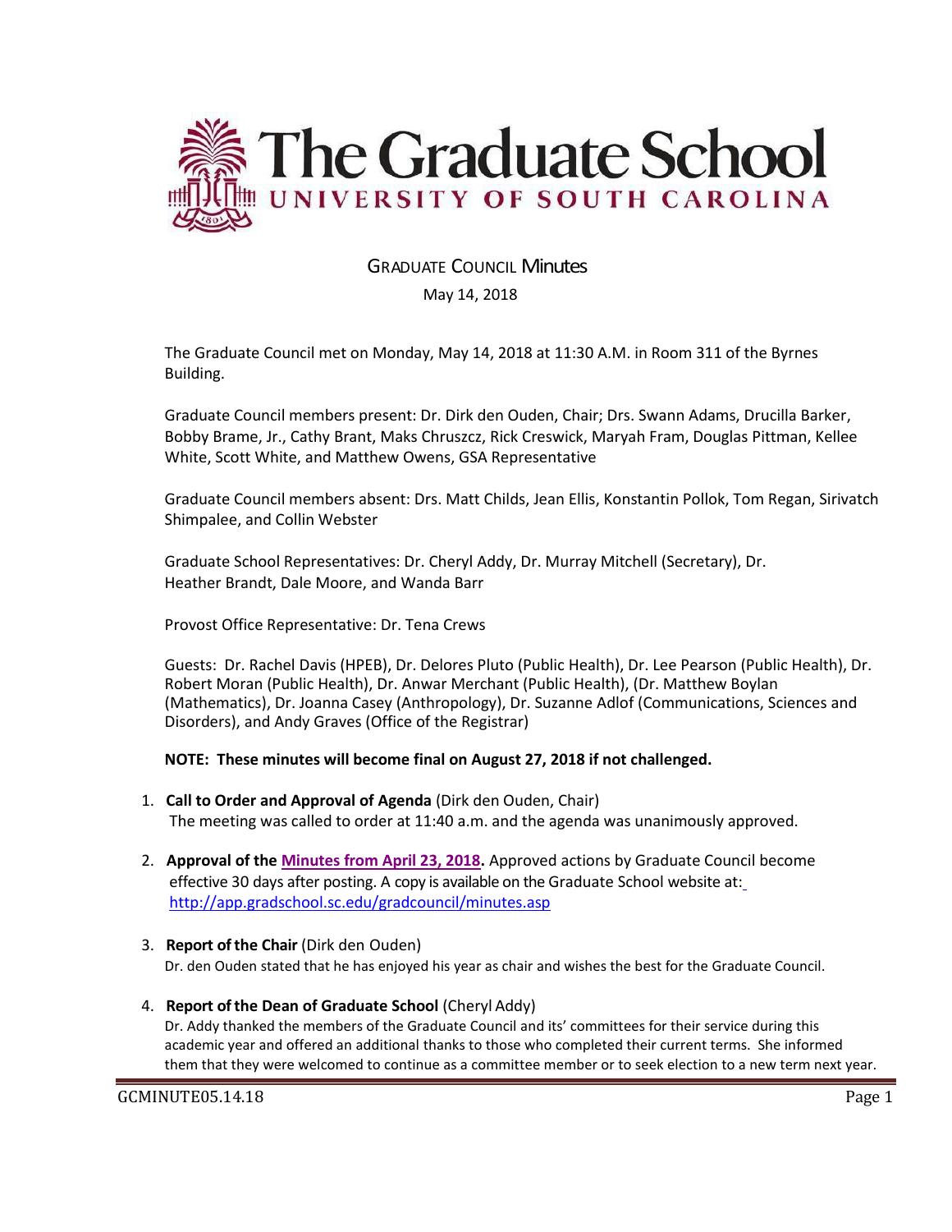# The Graduate School
## UNIVERSITY OF SOUTH CAROLINA

## GRADUATE COUNCIL Minutes

May 14, 2018

The Graduate Council met on Monday, May 14, 2018 at 11:30 A.M. in Room 311 of the Byrnes Building.

Graduate Council members present: Dr. Dirk den Ouden, Chair; Drs. Swann Adams, Drucilla Barker, Bobby Brame, Jr., Cathy Brant, Maks Chruszcz, Rick Creswick, Maryah Fram, Douglas Pittman, Kellee White, Scott White, and Matthew Owens, GSA Representative

Graduate Council members absent: Drs. Matt Childs, Jean Ellis, Konstantin Pollok, Tom Regan, Sirivatch Shimpalee, and Collin Webster

Graduate School Representatives: Dr. Cheryl Addy, Dr. Murray Mitchell (Secretary), Dr. Heather Brandt, Dale Moore, and Wanda Barr

Provost Office Representative: Dr. Tena Crews

Guests: Dr. Rachel Davis (HPEB), Dr. Delores Pluto (Public Health), Dr. Lee Pearson (Public Health), Dr. Robert Moran (Public Health), Dr. Anwar Merchant (Public Health), (Dr. Matthew Boylan (Mathematics), Dr. Joanna Casey (Anthropology), Dr. Suzanne Adlof (Communications, Sciences and Disorders), and Andy Graves (Office of the Registrar)

**NOTE: These minutes will become final on August 27, 2018 if not challenged.**

1. **Call to Order and Approval of Agenda** (Dirk den Ouden, Chair)
   The meeting was called to order at 11:40 a.m. and the agenda was unanimously approved.

2. **Approval of the Minutes from April 23, 2018.** Approved actions by Graduate Council become effective 30 days after posting. A copy is available on the Graduate School website at: http://app.gradschool.sc.edu/gradcouncil/minutes.asp

3. **Report of the Chair** (Dirk den Ouden)
   Dr. den Ouden stated that he has enjoyed his year as chair and wishes the best for the Graduate Council.

4. **Report of the Dean of Graduate School** (Cheryl Addy)
   Dr. Addy thanked the members of the Graduate Council and its' committees for their service during this academic year and offered an additional thanks to those who completed their current terms. She informed them that they were welcomed to continue as a committee member or to seek election to a new term next year.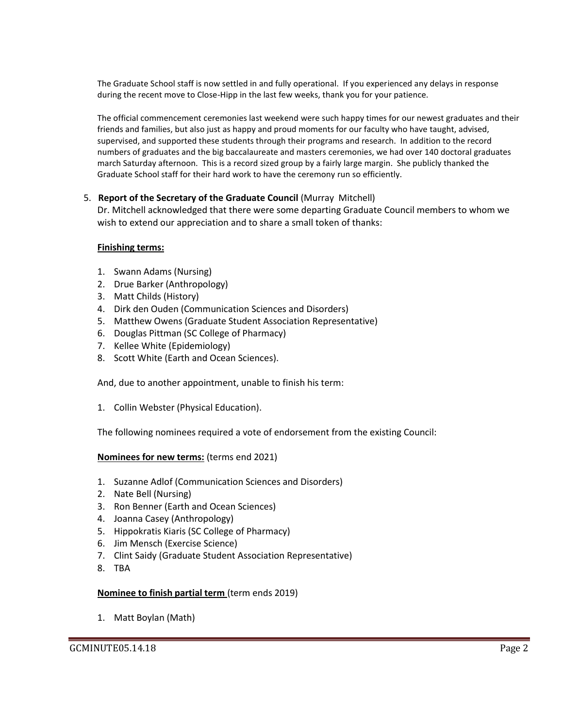The Graduate School staff is now settled in and fully operational. If you experienced any delays in response during the recent move to Close-Hipp in the last few weeks, thank you for your patience.

The official commencement ceremonies last weekend were such happy times for our newest graduates and their friends and families, but also just as happy and proud moments for our faculty who have taught, advised, supervised, and supported these students through their programs and research. In addition to the record numbers of graduates and the big baccalaureate and masters ceremonies, we had over 140 doctoral graduates march Saturday afternoon. This is a record sized group by a fairly large margin. She publicly thanked the Graduate School staff for their hard work to have the ceremony run so efficiently.

5. **Report of the Secretary of the Graduate Council** (Murray Mitchell)

   Dr. Mitchell acknowledged that there were some departing Graduate Council members to whom we wish to extend our appreciation and to share a small token of thanks:

   **Finishing terms:**

   1. Swann Adams (Nursing)
   2. Drue Barker (Anthropology)
   3. Matt Childs (History)
   4. Dirk den Ouden (Communication Sciences and Disorders)
   5. Matthew Owens (Graduate Student Association Representative)
   6. Douglas Pittman (SC College of Pharmacy)
   7. Kellee White (Epidemiology)
   8. Scott White (Earth and Ocean Sciences).

   And, due to another appointment, unable to finish his term:

   1. Collin Webster (Physical Education).

   The following nominees required a vote of endorsement from the existing Council:

   **Nominees for new terms:** (terms end 2021)

   1. Suzanne Adlof (Communication Sciences and Disorders)
   2. Nate Bell (Nursing)
   3. Ron Benner (Earth and Ocean Sciences)
   4. Joanna Casey (Anthropology)
   5. Hippokratis Kiaris (SC College of Pharmacy)
   6. Jim Mensch (Exercise Science)
   7. Clint Saidy (Graduate Student Association Representative)
   8. TBA

   **Nominee to finish partial term** (term ends 2019)

   1. Matt Boylan (Math)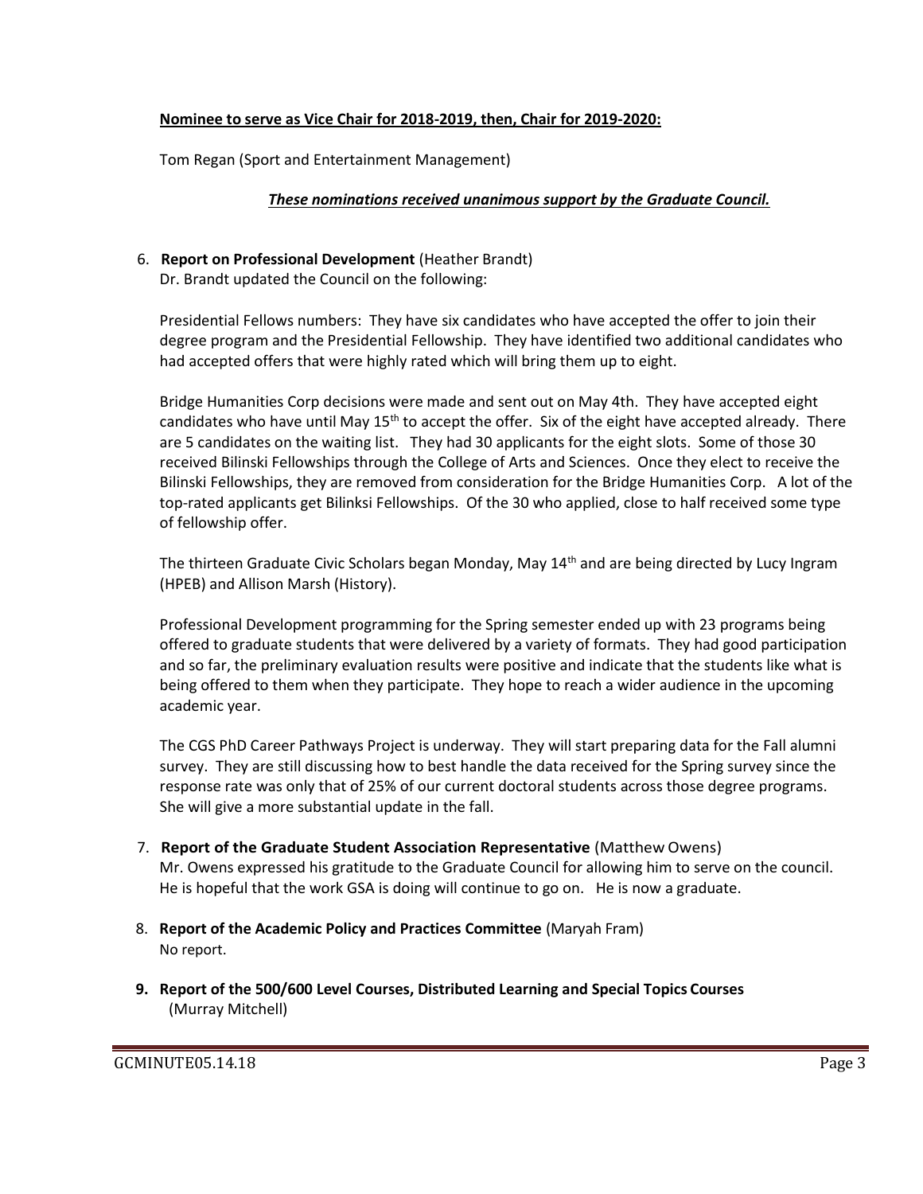**Nominee to serve as Vice Chair for 2018-2019, then, Chair for 2019-2020:**

Tom Regan (Sport and Entertainment Management)

***These nominations received unanimous support by the Graduate Council.***

6. **Report on Professional Development** (Heather Brandt)
   Dr. Brandt updated the Council on the following:

   Presidential Fellows numbers: They have six candidates who have accepted the offer to join their degree program and the Presidential Fellowship. They have identified two additional candidates who had accepted offers that were highly rated which will bring them up to eight.

   Bridge Humanities Corp decisions were made and sent out on May 4th. They have accepted eight candidates who have until May 15th to accept the offer. Six of the eight have accepted already. There are 5 candidates on the waiting list. They had 30 applicants for the eight slots. Some of those 30 received Bilinski Fellowships through the College of Arts and Sciences. Once they elect to receive the Bilinski Fellowships, they are removed from consideration for the Bridge Humanities Corp. A lot of the top-rated applicants get Bilinksi Fellowships. Of the 30 who applied, close to half received some type of fellowship offer.

   The thirteen Graduate Civic Scholars began Monday, May 14th and are being directed by Lucy Ingram (HPEB) and Allison Marsh (History).

   Professional Development programming for the Spring semester ended up with 23 programs being offered to graduate students that were delivered by a variety of formats. They had good participation and so far, the preliminary evaluation results were positive and indicate that the students like what is being offered to them when they participate. They hope to reach a wider audience in the upcoming academic year.

   The CGS PhD Career Pathways Project is underway. They will start preparing data for the Fall alumni survey. They are still discussing how to best handle the data received for the Spring survey since the response rate was only that of 25% of our current doctoral students across those degree programs. She will give a more substantial update in the fall.

7. **Report of the Graduate Student Association Representative** (Matthew Owens)
   Mr. Owens expressed his gratitude to the Graduate Council for allowing him to serve on the council. He is hopeful that the work GSA is doing will continue to go on. He is now a graduate.

8. **Report of the Academic Policy and Practices Committee** (Maryah Fram)
   No report.

9. **Report of the 500/600 Level Courses, Distributed Learning and Special Topics Courses** (Murray Mitchell)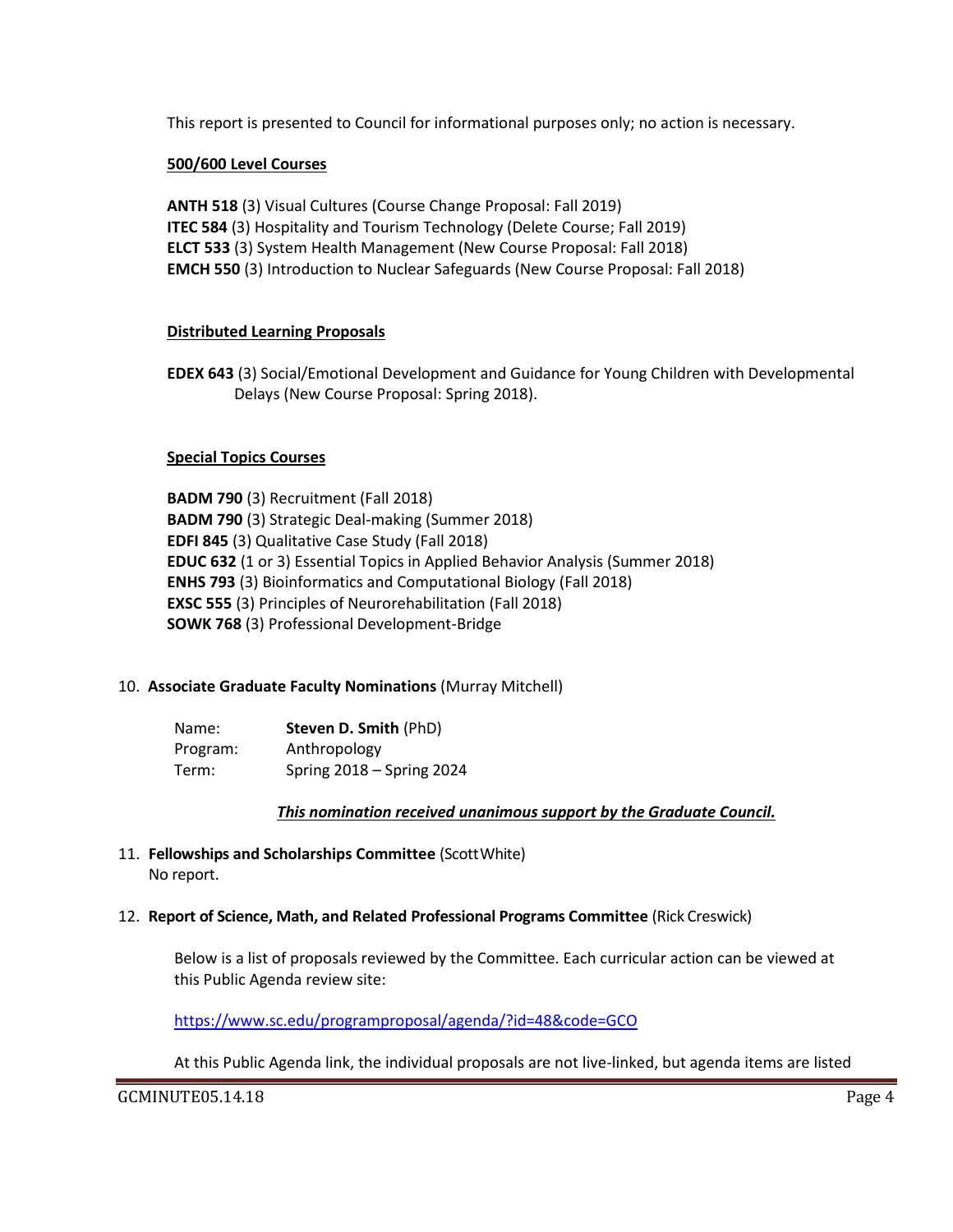This report is presented to Council for informational purposes only; no action is necessary.

**500/600 Level Courses**

**ANTH 518** (3) Visual Cultures (Course Change Proposal: Fall 2019)
**ITEC 584** (3) Hospitality and Tourism Technology (Delete Course; Fall 2019)
**ELCT 533** (3) System Health Management (New Course Proposal: Fall 2018)
**EMCH 550** (3) Introduction to Nuclear Safeguards (New Course Proposal: Fall 2018)

**Distributed Learning Proposals**

**EDEX 643** (3) Social/Emotional Development and Guidance for Young Children with Developmental Delays (New Course Proposal: Spring 2018).

**Special Topics Courses**

**BADM 790** (3) Recruitment (Fall 2018)
**BADM 790** (3) Strategic Deal-making (Summer 2018)
**EDFI 845** (3) Qualitative Case Study (Fall 2018)
**EDUC 632** (1 or 3) Essential Topics in Applied Behavior Analysis (Summer 2018)
**ENHS 793** (3) Bioinformatics and Computational Biology (Fall 2018)
**EXSC 555** (3) Principles of Neurorehabilitation (Fall 2018)
**SOWK 768** (3) Professional Development-Bridge

10. **Associate Graduate Faculty Nominations** (Murray Mitchell)

Name: **Steven D. Smith** (PhD)
Program: Anthropology
Term: Spring 2018 – Spring 2024

***This nomination received unanimous support by the Graduate Council.***

11. **Fellowships and Scholarships Committee** (Scott White)
No report.

12. **Report of Science, Math, and Related Professional Programs Committee** (Rick Creswick)

Below is a list of proposals reviewed by the Committee. Each curricular action can be viewed at this Public Agenda review site:

https://www.sc.edu/programproposal/agenda/?id=48&code=GCO

At this Public Agenda link, the individual proposals are not live-linked, but agenda items are listed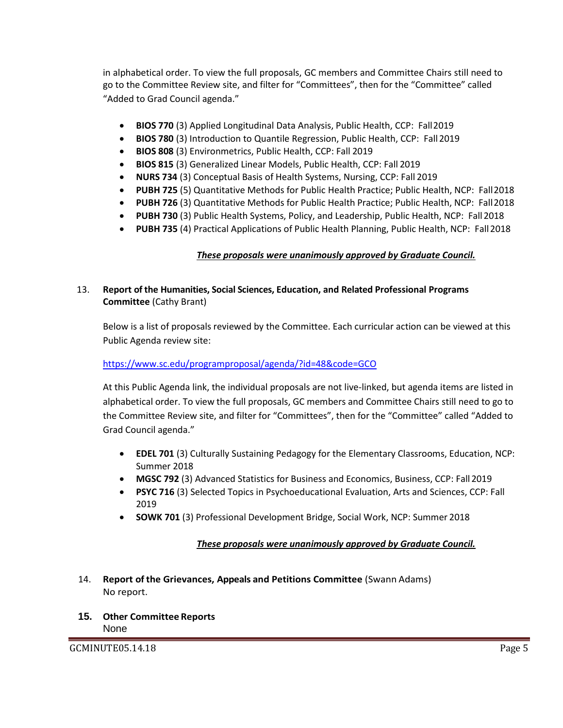in alphabetical order. To view the full proposals, GC members and Committee Chairs still need to go to the Committee Review site, and filter for "Committees", then for the "Committee" called "Added to Grad Council agenda."

- **BIOS 770** (3) Applied Longitudinal Data Analysis, Public Health, CCP: Fall 2019
- **BIOS 780** (3) Introduction to Quantile Regression, Public Health, CCP: Fall 2019
- **BIOS 808** (3) Environmetrics, Public Health, CCP: Fall 2019
- **BIOS 815** (3) Generalized Linear Models, Public Health, CCP: Fall 2019
- **NURS 734** (3) Conceptual Basis of Health Systems, Nursing, CCP: Fall 2019
- **PUBH 725** (5) Quantitative Methods for Public Health Practice; Public Health, NCP: Fall 2018
- **PUBH 726** (3) Quantitative Methods for Public Health Practice; Public Health, NCP: Fall 2018
- **PUBH 730** (3) Public Health Systems, Policy, and Leadership, Public Health, NCP: Fall 2018
- **PUBH 735** (4) Practical Applications of Public Health Planning, Public Health, NCP: Fall 2018

***These proposals were unanimously approved by Graduate Council.***

13. **Report of the Humanities, Social Sciences, Education, and Related Professional Programs Committee** (Cathy Brant)

Below is a list of proposals reviewed by the Committee. Each curricular action can be viewed at this Public Agenda review site:

https://www.sc.edu/programproposal/agenda/?id=48&code=GCO

At this Public Agenda link, the individual proposals are not live-linked, but agenda items are listed in alphabetical order. To view the full proposals, GC members and Committee Chairs still need to go to the Committee Review site, and filter for "Committees", then for the "Committee" called "Added to Grad Council agenda."

- **EDEL 701** (3) Culturally Sustaining Pedagogy for the Elementary Classrooms, Education, NCP: Summer 2018
- **MGSC 792** (3) Advanced Statistics for Business and Economics, Business, CCP: Fall 2019
- **PSYC 716** (3) Selected Topics in Psychoeducational Evaluation, Arts and Sciences, CCP: Fall 2019
- **SOWK 701** (3) Professional Development Bridge, Social Work, NCP: Summer 2018

***These proposals were unanimously approved by Graduate Council.***

14. **Report of the Grievances, Appeals and Petitions Committee** (Swann Adams)
No report.

15. **Other Committee Reports**
None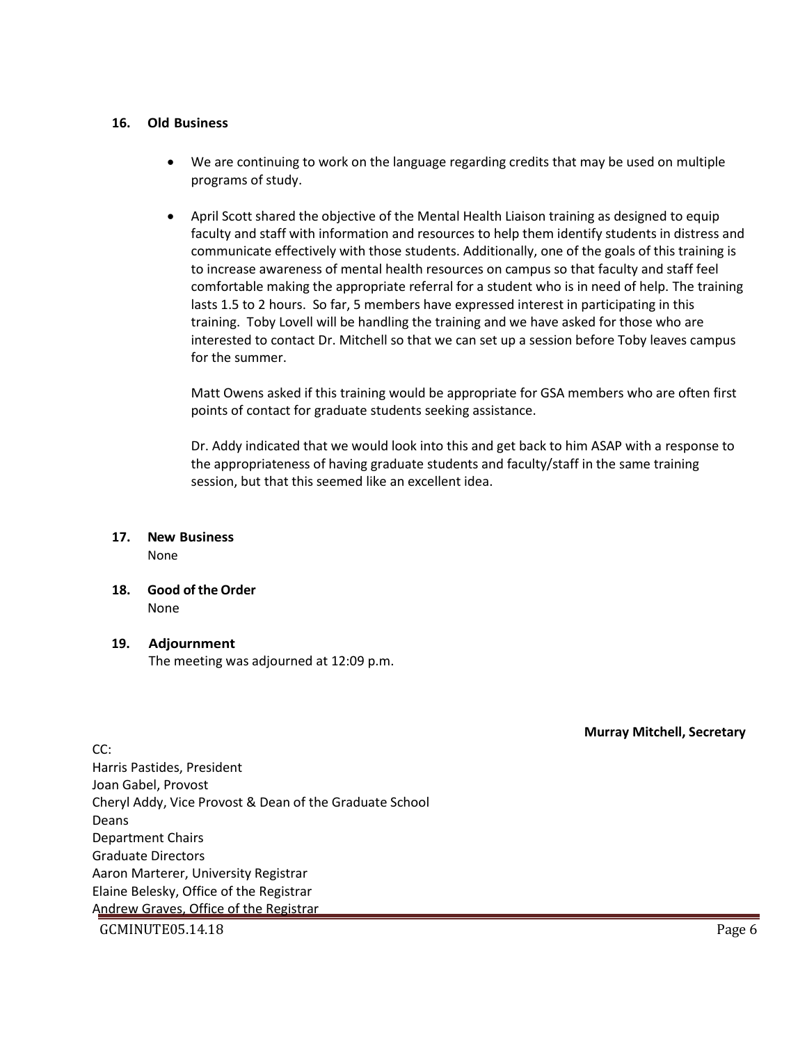**16. Old Business**

- We are continuing to work on the language regarding credits that may be used on multiple programs of study.

- April Scott shared the objective of the Mental Health Liaison training as designed to equip faculty and staff with information and resources to help them identify students in distress and communicate effectively with those students. Additionally, one of the goals of this training is to increase awareness of mental health resources on campus so that faculty and staff feel comfortable making the appropriate referral for a student who is in need of help. The training lasts 1.5 to 2 hours. So far, 5 members have expressed interest in participating in this training. Toby Lovell will be handling the training and we have asked for those who are interested to contact Dr. Mitchell so that we can set up a session before Toby leaves campus for the summer.

  Matt Owens asked if this training would be appropriate for GSA members who are often first points of contact for graduate students seeking assistance.

  Dr. Addy indicated that we would look into this and get back to him ASAP with a response to the appropriateness of having graduate students and faculty/staff in the same training session, but that this seemed like an excellent idea.

**17. New Business**

None

**18. Good of the Order**

None

**19. Adjournment**

The meeting was adjourned at 12:09 p.m.

**Murray Mitchell, Secretary**

CC:
Harris Pastides, President
Joan Gabel, Provost
Cheryl Addy, Vice Provost & Dean of the Graduate School
Deans
Department Chairs
Graduate Directors
Aaron Marterer, University Registrar
Elaine Belesky, Office of the Registrar
Andrew Graves, Office of the Registrar